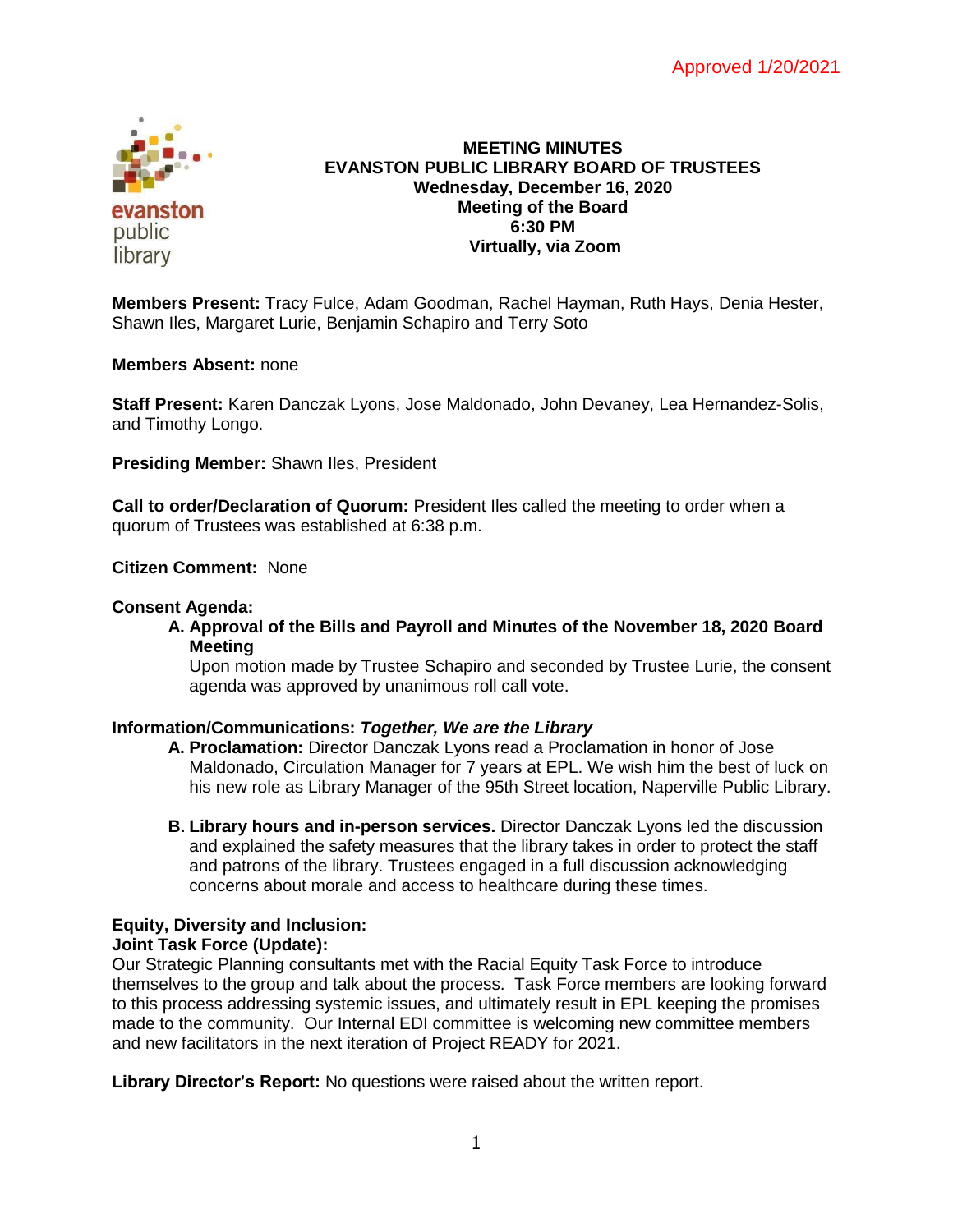Approved 1/20/2021

# MEETING MINUTES
# EVANSTON PUBLIC LIBRARY BOARD OF TRUSTEES
**Wednesday, December 16, 2020**
**Meeting of the Board**
**6:30 PM**
**Virtually, via Zoom**

**Members Present:** Tracy Fulce, Adam Goodman, Rachel Hayman, Ruth Hays, Denia Hester, Shawn Iles, Margaret Lurie, Benjamin Schapiro and Terry Soto

**Members Absent:** none

**Staff Present:** Karen Danczak Lyons, Jose Maldonado, John Devaney, Lea Hernandez-Solis, and Timothy Longo.

**Presiding Member:** Shawn Iles, President

**Call to order/Declaration of Quorum:** President Iles called the meeting to order when a quorum of Trustees was established at 6:38 p.m.

**Citizen Comment:** None

**Consent Agenda:**

A. **Approval of the Bills and Payroll and Minutes of the November 18, 2020 Board Meeting**
Upon motion made by Trustee Schapiro and seconded by Trustee Lurie, the consent agenda was approved by unanimous roll call vote.

**Information/Communications:** ***Together, We are the Library***

A. **Proclamation:** Director Danczak Lyons read a Proclamation in honor of Jose Maldonado, Circulation Manager for 7 years at EPL. We wish him the best of luck on his new role as Library Manager of the 95th Street location, Naperville Public Library.

B. **Library hours and in-person services.** Director Danczak Lyons led the discussion and explained the safety measures that the library takes in order to protect the staff and patrons of the library. Trustees engaged in a full discussion acknowledging concerns about morale and access to healthcare during these times.

**Equity, Diversity and Inclusion:**
**Joint Task Force (Update):**
Our Strategic Planning consultants met with the Racial Equity Task Force to introduce themselves to the group and talk about the process. Task Force members are looking forward to this process addressing systemic issues, and ultimately result in EPL keeping the promises made to the community. Our Internal EDI committee is welcoming new committee members and new facilitators in the next iteration of Project READY for 2021.

**Library Director's Report:** No questions were raised about the written report.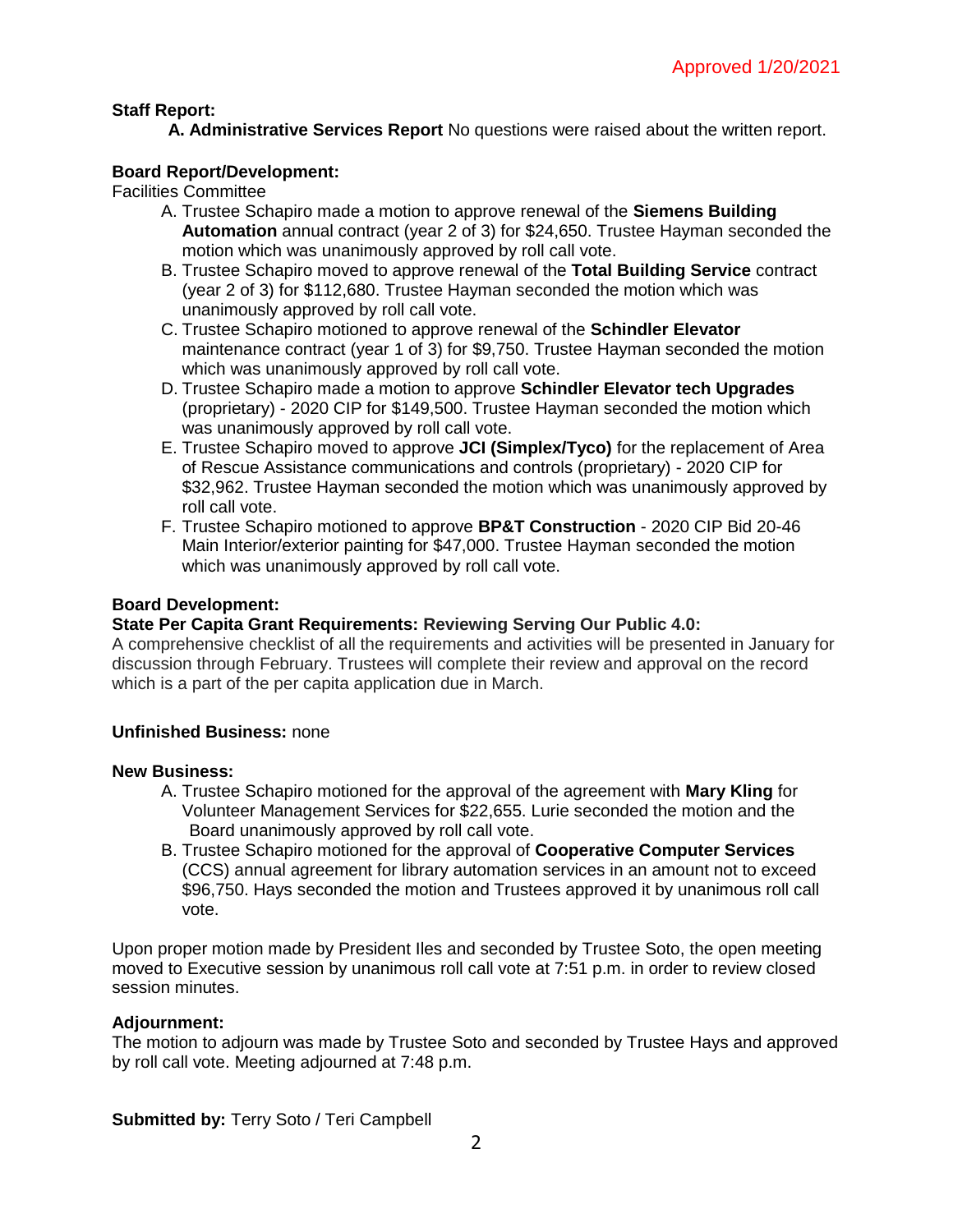Approved 1/20/2021

**Staff Report:**

**A. Administrative Services Report** No questions were raised about the written report.

**Board Report/Development:**

Facilities Committee

A. Trustee Schapiro made a motion to approve renewal of the **Siemens Building Automation** annual contract (year 2 of 3) for $24,650. Trustee Hayman seconded the motion which was unanimously approved by roll call vote.
B. Trustee Schapiro moved to approve renewal of the **Total Building Service** contract (year 2 of 3) for $112,680. Trustee Hayman seconded the motion which was unanimously approved by roll call vote.
C. Trustee Schapiro motioned to approve renewal of the **Schindler Elevator** maintenance contract (year 1 of 3) for $9,750. Trustee Hayman seconded the motion which was unanimously approved by roll call vote.
D. Trustee Schapiro made a motion to approve **Schindler Elevator tech Upgrades** (proprietary) - 2020 CIP for $149,500. Trustee Hayman seconded the motion which was unanimously approved by roll call vote.
E. Trustee Schapiro moved to approve **JCI (Simplex/Tyco)** for the replacement of Area of Rescue Assistance communications and controls (proprietary) - 2020 CIP for $32,962. Trustee Hayman seconded the motion which was unanimously approved by roll call vote.
F. Trustee Schapiro motioned to approve **BP&T Construction** - 2020 CIP Bid 20-46 Main Interior/exterior painting for $47,000. Trustee Hayman seconded the motion which was unanimously approved by roll call vote.

**Board Development:**

**State Per Capita Grant Requirements: Reviewing Serving Our Public 4.0:**

A comprehensive checklist of all the requirements and activities will be presented in January for discussion through February. Trustees will complete their review and approval on the record which is a part of the per capita application due in March.

**Unfinished Business:** none

**New Business:**

A. Trustee Schapiro motioned for the approval of the agreement with **Mary Kling** for Volunteer Management Services for $22,655. Lurie seconded the motion and the Board unanimously approved by roll call vote.
B. Trustee Schapiro motioned for the approval of **Cooperative Computer Services** (CCS) annual agreement for library automation services in an amount not to exceed $96,750. Hays seconded the motion and Trustees approved it by unanimous roll call vote.

Upon proper motion made by President Iles and seconded by Trustee Soto, the open meeting moved to Executive session by unanimous roll call vote at 7:51 p.m. in order to review closed session minutes.

**Adjournment:**

The motion to adjourn was made by Trustee Soto and seconded by Trustee Hays and approved by roll call vote. Meeting adjourned at 7:48 p.m.

**Submitted by:** Terry Soto / Teri Campbell